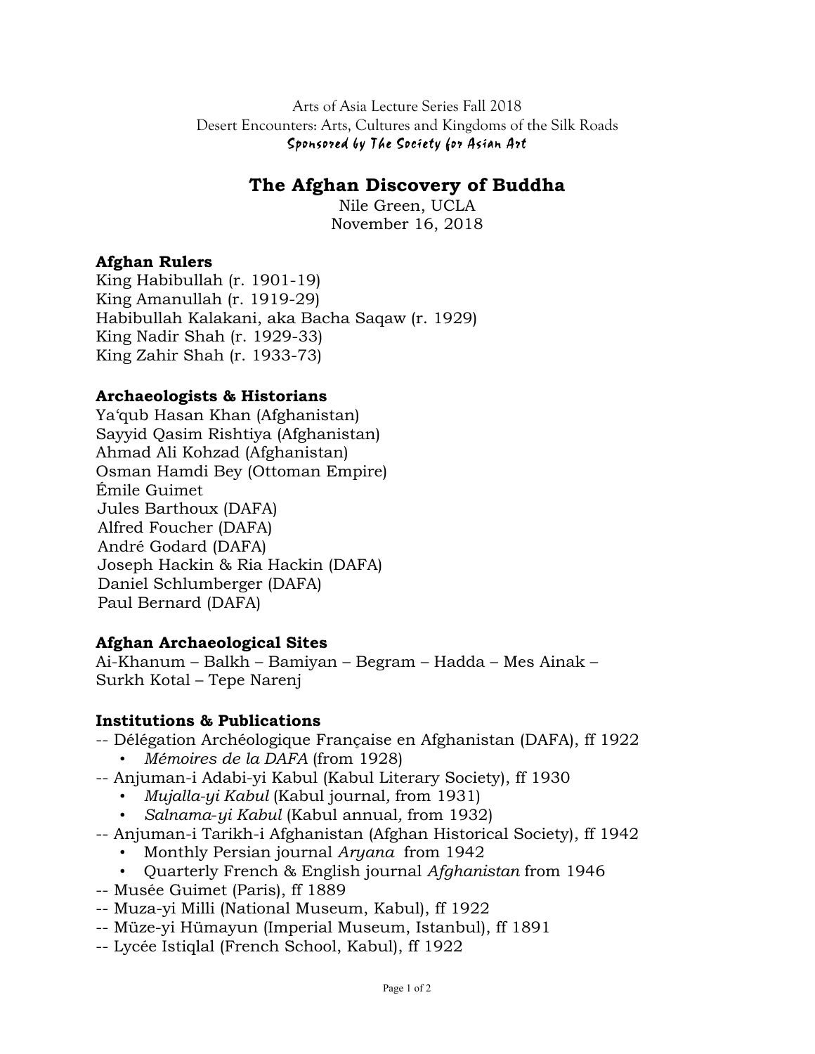Arts of Asia Lecture Series Fall 2018
Desert Encounters: Arts, Cultures and Kingdoms of the Silk Roads
*Sponsored by The Society for Asian Art*

# The Afghan Discovery of Buddha

Nile Green, UCLA
November 16, 2018

### Afghan Rulers

King Habibullah (r. 1901-19)
King Amanullah (r. 1919-29)
Habibullah Kalakani, aka Bacha Saqaw (r. 1929)
King Nadir Shah (r. 1929-33)
King Zahir Shah (r. 1933-73)

### Archaeologists & Historians

Ya'qub Hasan Khan (Afghanistan)
Sayyid Qasim Rishtiya (Afghanistan)
Ahmad Ali Kohzad (Afghanistan)
Osman Hamdi Bey (Ottoman Empire)
Émile Guimet
Jules Barthoux (DAFA)
Alfred Foucher (DAFA)
André Godard (DAFA)
Joseph Hackin & Ria Hackin (DAFA)
Daniel Schlumberger (DAFA)
Paul Bernard (DAFA)

### Afghan Archaeological Sites

Ai-Khanum – Balkh – Bamiyan – Begram – Hadda – Mes Ainak – Surkh Kotal – Tepe Narenj

### Institutions & Publications

-- Délégation Archéologique Française en Afghanistan (DAFA), ff 1922
- *Mémoires de la DAFA* (from 1928)

-- Anjuman-i Adabi-yi Kabul (Kabul Literary Society), ff 1930
- *Mujalla-yi Kabul* (Kabul journal, from 1931)
- *Salnama-yi Kabul* (Kabul annual, from 1932)

-- Anjuman-i Tarikh-i Afghanistan (Afghan Historical Society), ff 1942
- Monthly Persian journal *Aryana* from 1942
- Quarterly French & English journal *Afghanistan* from 1946

-- Musée Guimet (Paris), ff 1889
-- Muza-yi Milli (National Museum, Kabul), ff 1922
-- Müze-yi Hümayun (Imperial Museum, Istanbul), ff 1891
-- Lycée Istiqlal (French School, Kabul), ff 1922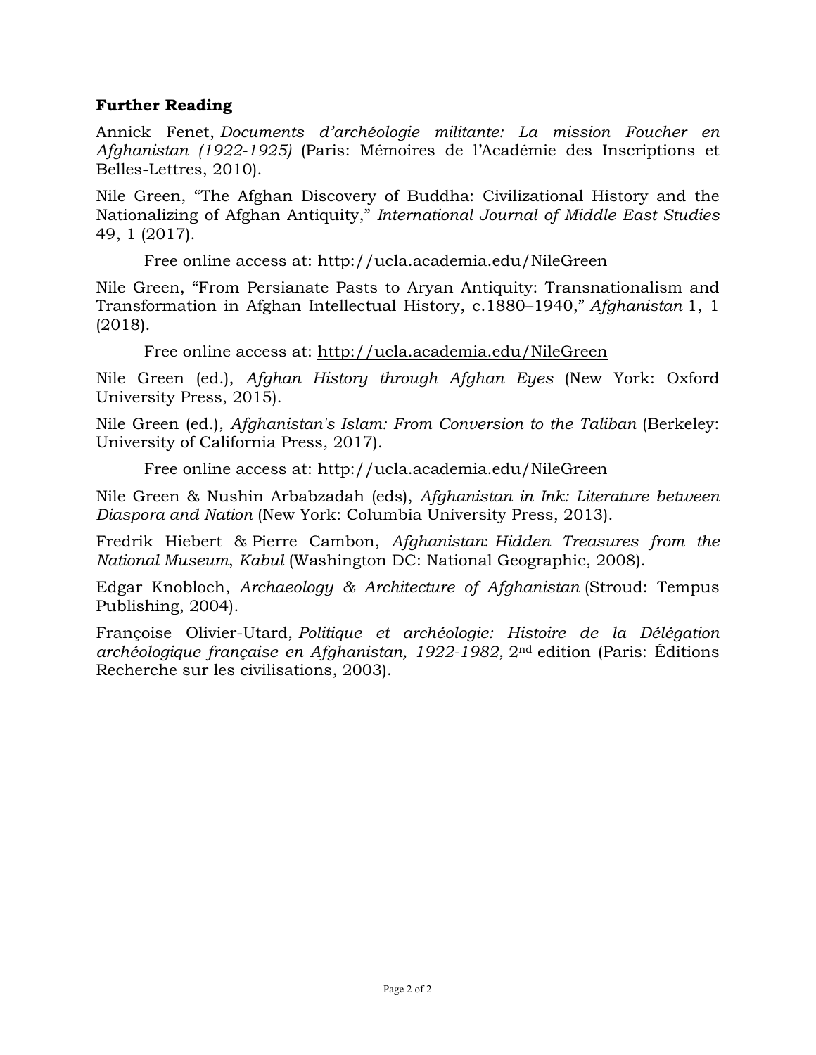## Further Reading

Annick Fenet, *Documents d'archéologie militante: La mission Foucher en Afghanistan (1922-1925)* (Paris: Mémoires de l'Académie des Inscriptions et Belles-Lettres, 2010).

Nile Green, "The Afghan Discovery of Buddha: Civilizational History and the Nationalizing of Afghan Antiquity," *International Journal of Middle East Studies* 49, 1 (2017).

Free online access at: http://ucla.academia.edu/NileGreen

Nile Green, "From Persianate Pasts to Aryan Antiquity: Transnationalism and Transformation in Afghan Intellectual History, c.1880–1940," *Afghanistan* 1, 1 (2018).

Free online access at: http://ucla.academia.edu/NileGreen

Nile Green (ed.), *Afghan History through Afghan Eyes* (New York: Oxford University Press, 2015).

Nile Green (ed.), *Afghanistan's Islam: From Conversion to the Taliban* (Berkeley: University of California Press, 2017).

Free online access at: http://ucla.academia.edu/NileGreen

Nile Green & Nushin Arbabzadah (eds), *Afghanistan in Ink: Literature between Diaspora and Nation* (New York: Columbia University Press, 2013).

Fredrik Hiebert & Pierre Cambon, *Afghanistan*: *Hidden Treasures from the National Museum*, *Kabul* (Washington DC: National Geographic, 2008).

Edgar Knobloch, *Archaeology & Architecture of Afghanistan* (Stroud: Tempus Publishing, 2004).

Françoise Olivier-Utard, *Politique et archéologie: Histoire de la Délégation archéologique française en Afghanistan, 1922-1982*, 2nd edition (Paris: Éditions Recherche sur les civilisations, 2003).